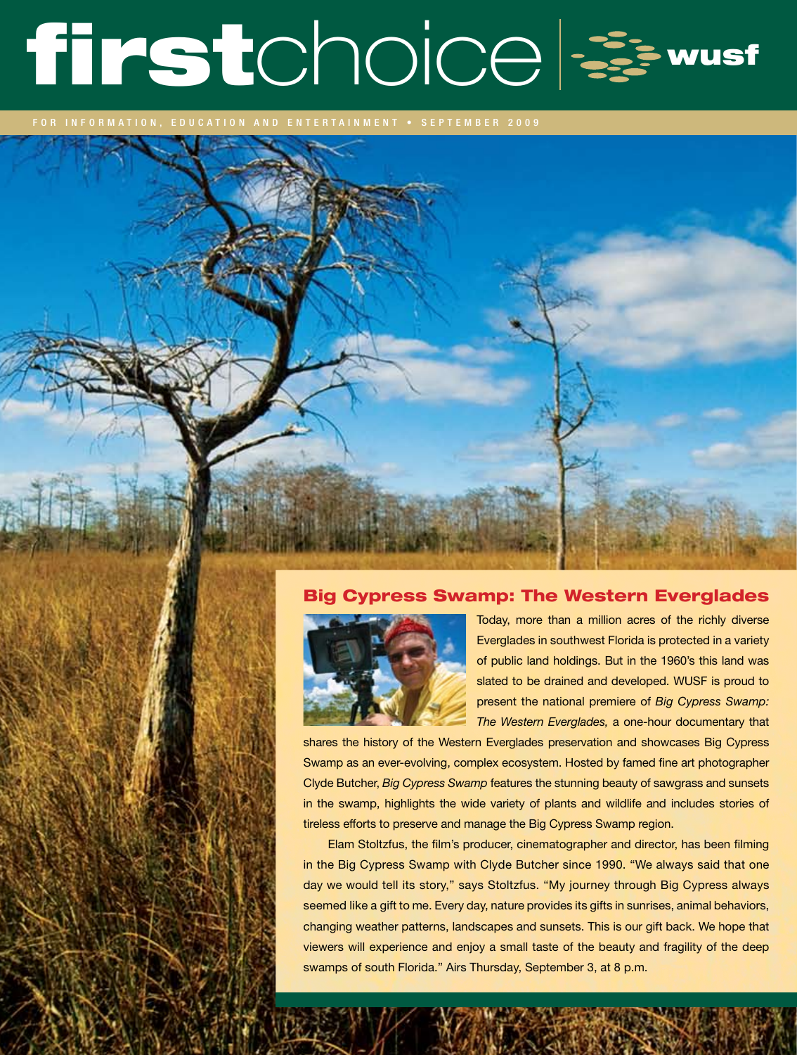# firstchoice | wusf

FOR INFORMATION, EDUCATION AND ENTERTAINMENT • SEPTEMBER 2009

## Big Cypress Swamp: The Western Everglades

Today, more than a million acres of the richly diverse Everglades in southwest Florida is protected in a variety of public land holdings. But in the 1960's this land was slated to be drained and developed. WUSF is proud to present the national premiere of *Big Cypress Swamp: The Western Everglades,* a one-hour documentary that shares the history of the Western Everglades preservation and showcases Big Cypress Swamp as an ever-evolving, complex ecosystem. Hosted by famed fine art photographer Clyde Butcher, *Big Cypress Swamp* features the stunning beauty of sawgrass and sunsets in the swamp, highlights the wide variety of plants and wildlife and includes stories of tireless efforts to preserve and manage the Big Cypress Swamp region.

Elam Stoltzfus, the film's producer, cinematographer and director, has been filming in the Big Cypress Swamp with Clyde Butcher since 1990. "We always said that one day we would tell its story," says Stoltzfus. "My journey through Big Cypress always seemed like a gift to me. Every day, nature provides its gifts in sunrises, animal behaviors, changing weather patterns, landscapes and sunsets. This is our gift back. We hope that viewers will experience and enjoy a small taste of the beauty and fragility of the deep swamps of south Florida." Airs Thursday, September 3, at 8 p.m.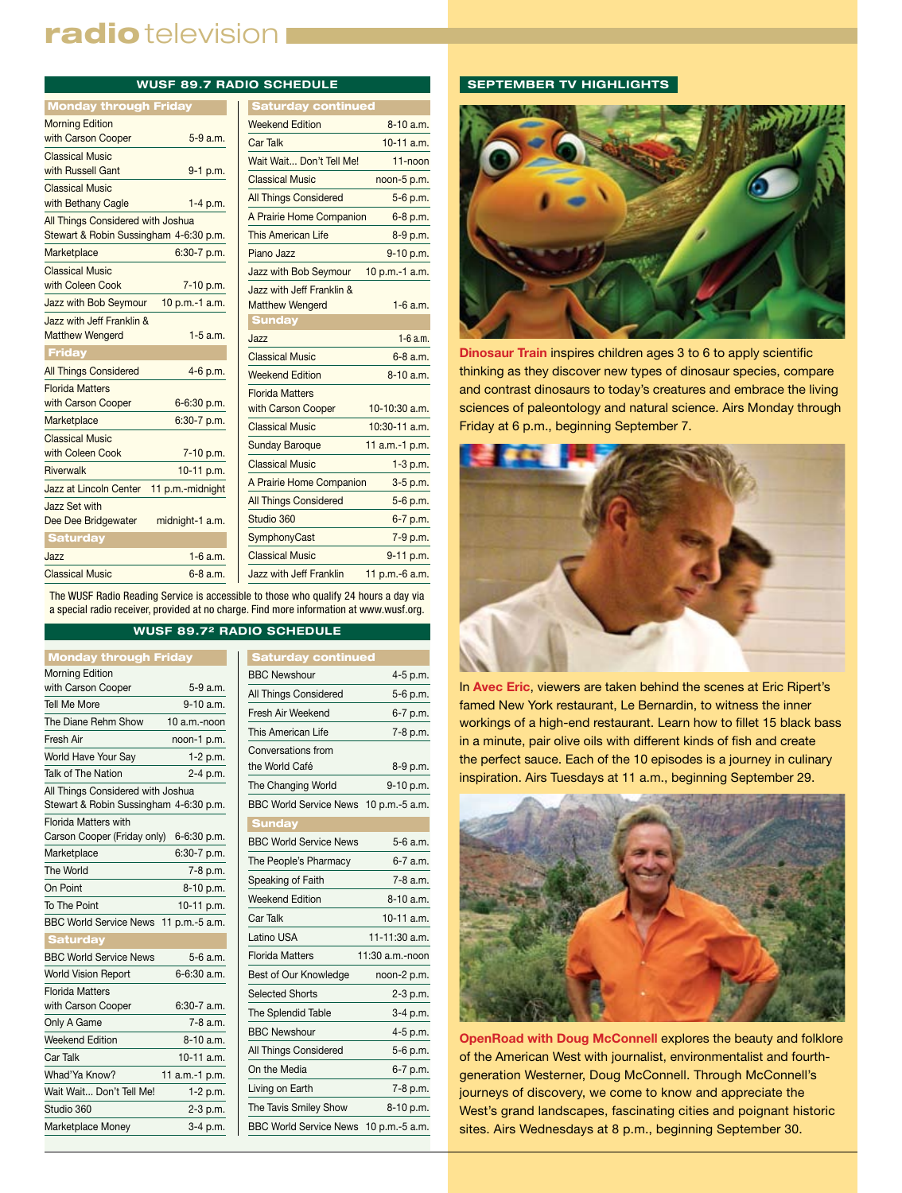# radio television

## WUSF 89.7 RADIO SCHEDULE

| Monday through Friday | |
| --- | --- |
| Morning Edition with Carson Cooper | 5-9 a.m. |
| Classical Music with Russell Gant | 9-1 p.m. |
| Classical Music with Bethany Cagle | 1-4 p.m. |
| All Things Considered with Joshua Stewart & Robin Sussingham | 4-6:30 p.m. |
| Marketplace | 6:30-7 p.m. |
| Classical Music with Coleen Cook | 7-10 p.m. |
| Jazz with Bob Seymour | 10 p.m.-1 a.m. |
| Jazz with Jeff Franklin & Matthew Wengerd | 1-5 a.m. |
| **Friday** | |
| All Things Considered | 4-6 p.m. |
| Florida Matters with Carson Cooper | 6-6:30 p.m. |
| Marketplace | 6:30-7 p.m. |
| Classical Music with Coleen Cook | 7-10 p.m. |
| Riverwalk | 10-11 p.m. |
| Jazz at Lincoln Center | 11 p.m.-midnight |
| Jazz Set with Dee Dee Bridgewater | midnight-1 a.m. |
| **Saturday** | |
| Jazz | 1-6 a.m. |
| Classical Music | 6-8 a.m. |
| **Saturday continued** | |
| Weekend Edition | 8-10 a.m. |
| Car Talk | 10-11 a.m. |
| Wait Wait... Don't Tell Me! | 11-noon |
| Classical Music | noon-5 p.m. |
| All Things Considered | 5-6 p.m. |
| A Prairie Home Companion | 6-8 p.m. |
| This American Life | 8-9 p.m. |
| Piano Jazz | 9-10 p.m. |
| Jazz with Bob Seymour | 10 p.m.-1 a.m. |
| Jazz with Jeff Franklin & Matthew Wengerd | 1-6 a.m. |
| **Sunday** | |
| Jazz | 1-6 a.m. |
| Classical Music | 6-8 a.m. |
| Weekend Edition | 8-10 a.m. |
| Florida Matters with Carson Cooper | 10-10:30 a.m. |
| Classical Music | 10:30-11 a.m. |
| Sunday Baroque | 11 a.m.-1 p.m. |
| Classical Music | 1-3 p.m. |
| A Prairie Home Companion | 3-5 p.m. |
| All Things Considered | 5-6 p.m. |
| Studio 360 | 6-7 p.m. |
| SymphonyCast | 7-9 p.m. |
| Classical Music | 9-11 p.m. |
| Jazz with Jeff Franklin | 11 p.m.-6 a.m. |

The WUSF Radio Reading Service is accessible to those who qualify 24 hours a day via a special radio receiver, provided at no charge. Find more information at www.wusf.org.

## WUSF 89.7[2] RADIO SCHEDULE

| Monday through Friday | |
| --- | --- |
| Morning Edition with Carson Cooper | 5-9 a.m. |
| Tell Me More | 9-10 a.m. |
| The Diane Rehm Show | 10 a.m.-noon |
| Fresh Air | noon-1 p.m. |
| World Have Your Say | 1-2 p.m. |
| Talk of The Nation | 2-4 p.m. |
| All Things Considered with Joshua Stewart & Robin Sussingham | 4-6:30 p.m. |
| Florida Matters with Carson Cooper (Friday only) | 6-6:30 p.m. |
| Marketplace | 6:30-7 p.m. |
| The World | 7-8 p.m. |
| On Point | 8-10 p.m. |
| To The Point | 10-11 p.m. |
| BBC World Service News | 11 p.m.-5 a.m. |
| **Saturday** | |
| BBC World Service News | 5-6 a.m. |
| World Vision Report | 6-6:30 a.m. |
| Florida Matters with Carson Cooper | 6:30-7 a.m. |
| Only A Game | 7-8 a.m. |
| Weekend Edition | 8-10 a.m. |
| Car Talk | 10-11 a.m. |
| Whad'Ya Know? | 11 a.m.-1 p.m. |
| Wait Wait... Don't Tell Me! | 1-2 p.m. |
| Studio 360 | 2-3 p.m. |
| Marketplace Money | 3-4 p.m. |
| **Saturday continued** | |
| BBC Newshour | 4-5 p.m. |
| All Things Considered | 5-6 p.m. |
| Fresh Air Weekend | 6-7 p.m. |
| This American Life | 7-8 p.m. |
| Conversations from the World Café | 8-9 p.m. |
| The Changing World | 9-10 p.m. |
| BBC World Service News | 10 p.m.-5 a.m. |
| **Sunday** | |
| BBC World Service News | 5-6 a.m. |
| The People's Pharmacy | 6-7 a.m. |
| Speaking of Faith | 7-8 a.m. |
| Weekend Edition | 8-10 a.m. |
| Car Talk | 10-11 a.m. |
| Latino USA | 11-11:30 a.m. |
| Florida Matters | 11:30 a.m.-noon |
| Best of Our Knowledge | noon-2 p.m. |
| Selected Shorts | 2-3 p.m. |
| The Splendid Table | 3-4 p.m. |
| BBC Newshour | 4-5 p.m. |
| All Things Considered | 5-6 p.m. |
| On the Media | 6-7 p.m. |
| Living on Earth | 7-8 p.m. |
| The Tavis Smiley Show | 8-10 p.m. |
| BBC World Service News | 10 p.m.-5 a.m. |

## SEPTEMBER TV HIGHLIGHTS

**Dinosaur Train** inspires children ages 3 to 6 to apply scientific thinking as they discover new types of dinosaur species, compare and contrast dinosaurs to today's creatures and embrace the living sciences of paleontology and natural science. Airs Monday through Friday at 6 p.m., beginning September 7.

In **Avec Eric**, viewers are taken behind the scenes at Eric Ripert's famed New York restaurant, Le Bernardin, to witness the inner workings of a high-end restaurant. Learn how to fillet 15 black bass in a minute, pair olive oils with different kinds of fish and create the perfect sauce. Each of the 10 episodes is a journey in culinary inspiration. Airs Tuesdays at 11 a.m., beginning September 29.

**OpenRoad with Doug McConnell** explores the beauty and folklore of the American West with journalist, environmentalist and fourth-generation Westerner, Doug McConnell. Through McConnell's journeys of discovery, we come to know and appreciate the West's grand landscapes, fascinating cities and poignant historic sites. Airs Wednesdays at 8 p.m., beginning September 30.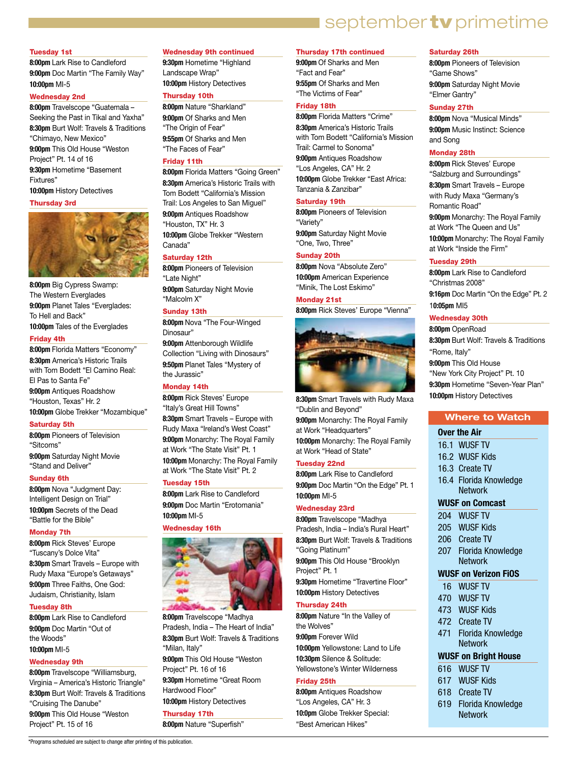# september tv primetime

### Tuesday 1st

**8:00pm** Lark Rise to Candleford
**9:00pm** Doc Martin "The Family Way"
**10:00pm** MI-5

### Wednesday 2nd

**8:00pm** Travelscope "Guatemala – Seeking the Past in Tikal and Yaxha"
**8:30pm** Burt Wolf: Travels & Traditions "Chimayo, New Mexico"
**9:00pm** This Old House "Weston Project" Pt. 14 of 16
**9:30pm** Hometime "Basement Fixtures"
**10:00pm** History Detectives

### Thursday 3rd

**8:00pm** Big Cypress Swamp: The Western Everglades
**9:00pm** Planet Tales "Everglades: To Hell and Back"
**10:00pm** Tales of the Everglades

### Friday 4th

**8:00pm** Florida Matters "Economy"
**8:30pm** America's Historic Trails with Tom Bodett "El Camino Real: El Pas to Santa Fe"
**9:00pm** Antiques Roadshow "Houston, Texas" Hr. 2
**10:00pm** Globe Trekker "Mozambique"

### Saturday 5th

**8:00pm** Pioneers of Television "Sitcoms"
**9:00pm** Saturday Night Movie "Stand and Deliver"

### Sunday 6th

**8:00pm** Nova "Judgment Day: Intelligent Design on Trial"
**10:00pm** Secrets of the Dead "Battle for the Bible"

### Monday 7th

**8:00pm** Rick Steves' Europe "Tuscany's Dolce Vita"
**8:30pm** Smart Travels – Europe with Rudy Maxa "Europe's Getaways"
**9:00pm** Three Faiths, One God: Judaism, Christianity, Islam

### Tuesday 8th

**8:00pm** Lark Rise to Candleford
**9:00pm** Doc Martin "Out of the Woods"
**10:00pm** MI-5

### Wednesday 9th

**8:00pm** Travelscope "Williamsburg, Virginia – America's Historic Triangle"
**8:30pm** Burt Wolf: Travels & Traditions "Cruising The Danube"
**9:00pm** This Old House "Weston Project" Pt. 15 of 16

### Wednesday 9th continued

**9:30pm** Hometime "Highland Landscape Wrap"
**10:00pm** History Detectives

### Thursday 10th

**8:00pm** Nature "Sharkland"
**9:00pm** Of Sharks and Men "The Origin of Fear"
**9:55pm** Of Sharks and Men "The Faces of Fear"

### Friday 11th

**8:00pm** Florida Matters "Going Green"
**8:30pm** America's Historic Trails with Tom Bodett "California's Mission Trail: Los Angeles to San Miguel"
**9:00pm** Antiques Roadshow "Houston, TX" Hr. 3
**10:00pm** Globe Trekker "Western Canada"

### Saturday 12th

**8:00pm** Pioneers of Television "Late Night"
**9:00pm** Saturday Night Movie "Malcolm X"

### Sunday 13th

**8:00pm** Nova "The Four-Winged Dinosaur"
**9:00pm** Attenborough Wildlife Collection "Living with Dinosaurs"
**9:50pm** Planet Tales "Mystery of the Jurassic"

### Monday 14th

**8:00pm** Rick Steves' Europe "Italy's Great Hill Towns"
**8:30pm** Smart Travels – Europe with Rudy Maxa "Ireland's West Coast"
**9:00pm** Monarchy: The Royal Family at Work "The State Visit" Pt. 1
**10:00pm** Monarchy: The Royal Family at Work "The State Visit" Pt. 2

### Tuesday 15th

**8:00pm** Lark Rise to Candleford
**9:00pm** Doc Martin "Erotomania"
**10:00pm** MI-5

### Wednesday 16th

**8:00pm** Travelscope "Madhya Pradesh, India – The Heart of India"
**8:30pm** Burt Wolf: Travels & Traditions "Milan, Italy"
**9:00pm** This Old House "Weston Project" Pt. 16 of 16
**9:30pm** Hometime "Great Room Hardwood Floor"
**10:00pm** History Detectives

### Thursday 17th

**8:00pm** Nature "Superfish"

### Thursday 17th continued

**9:00pm** Of Sharks and Men "Fact and Fear"
**9:55pm** Of Sharks and Men "The Victims of Fear"

### Friday 18th

**8:00pm** Florida Matters "Crime"
**8:30pm** America's Historic Trails with Tom Bodett "California's Mission Trail: Carmel to Sonoma"
**9:00pm** Antiques Roadshow "Los Angeles, CA" Hr. 2
**10:00pm** Globe Trekker "East Africa: Tanzania & Zanzibar"

### Saturday 19th

**8:00pm** Pioneers of Television "Variety"
**9:00pm** Saturday Night Movie "One, Two, Three"

### Sunday 20th

**8:00pm** Nova "Absolute Zero"
**10:00pm** American Experience "Minik, The Lost Eskimo"

### Monday 21st

**8:00pm** Rick Steves' Europe "Vienna"
**8:30pm** Smart Travels with Rudy Maxa "Dublin and Beyond"
**9:00pm** Monarchy: The Royal Family at Work "Headquarters"
**10:00pm** Monarchy: The Royal Family at Work "Head of State"

### Tuesday 22nd

**8:00pm** Lark Rise to Candleford
**9:00pm** Doc Martin "On the Edge" Pt. 1
**10:00pm** MI-5

### Wednesday 23rd

**8:00pm** Travelscope "Madhya Pradesh, India – India's Rural Heart"
**8:30pm** Burt Wolf: Travels & Traditions "Going Platinum"
**9:00pm** This Old House "Brooklyn Project" Pt. 1
**9:30pm** Hometime "Travertine Floor"
**10:00pm** History Detectives

### Thursday 24th

**8:00pm** Nature "In the Valley of the Wolves"
**9:00pm** Forever Wild
**10:00pm** Yellowstone: Land to Life
**10:30pm** Silence & Solitude: Yellowstone's Winter Wilderness

### Friday 25th

**8:00pm** Antiques Roadshow "Los Angeles, CA" Hr. 3
**10:00pm** Globe Trekker Special: "Best American Hikes"

### Saturday 26th

**8:00pm** Pioneers of Television "Game Shows"
**9:00pm** Saturday Night Movie "Elmer Gantry"

### Sunday 27th

**8:00pm** Nova "Musical Minds"
**9:00pm** Music Instinct: Science and Song

### Monday 28th

**8:00pm** Rick Steves' Europe "Salzburg and Surroundings"
**8:30pm** Smart Travels – Europe with Rudy Maxa "Germany's Romantic Road"
**9:00pm** Monarchy: The Royal Family at Work "The Queen and Us"
**10:00pm** Monarchy: The Royal Family at Work "Inside the Firm"

### Tuesday 29th

**8:00pm** Lark Rise to Candleford "Christmas 2008"
**9:16pm** Doc Martin "On the Edge" Pt. 2
**10:05pm** MI5

### Wednesday 30th

**8:00pm** OpenRoad
**8:30pm** Burt Wolf: Travels & Traditions "Rome, Italy"
**9:00pm** This Old House "New York City Project" Pt. 10
**9:30pm** Hometime "Seven-Year Plan"
**10:00pm** History Detectives

## Where to Watch

**Over the Air**

| | |
|---|---|
| 16.1 | WUSF TV |
| 16.2 | WUSF Kids |
| 16.3 | Create TV |
| 16.4 | Florida Knowledge Network |

**WUSF on Comcast**

| | |
|---|---|
| 204 | WUSF TV |
| 205 | WUSF Kids |
| 206 | Create TV |
| 207 | Florida Knowledge Network |

**WUSF on Verizon FiOS**

| | |
|---|---|
| 16 | WUSF TV |
| 470 | WUSF TV |
| 473 | WUSF Kids |
| 472 | Create TV |
| 471 | Florida Knowledge Network |

**WUSF on Bright House**

| | |
|---|---|
| 616 | WUSF TV |
| 617 | WUSF Kids |
| 618 | Create TV |
| 619 | Florida Knowledge Network |

*Programs scheduled are subject to change after printing of this publication.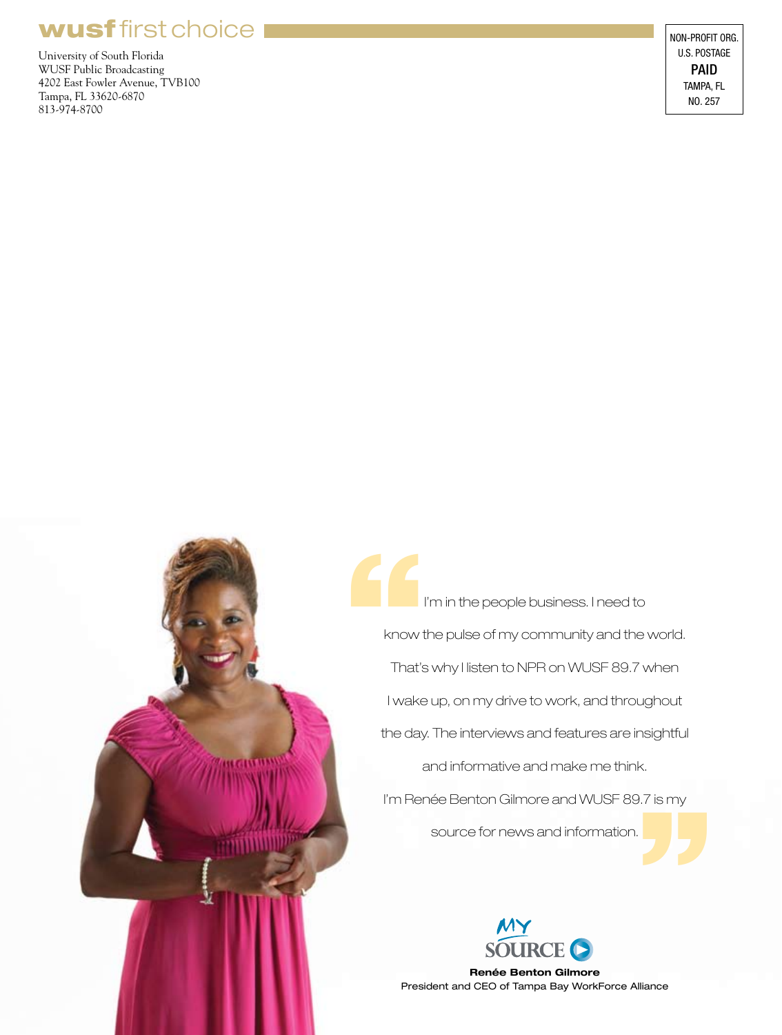**wusf** first choice

University of South Florida
WUSF Public Broadcasting
4202 East Fowler Avenue, TVB100
Tampa, FL 33620-6870
813-974-8700

NON-PROFIT ORG.
U.S. POSTAGE
**PAID**
TAMPA, FL
NO. 257

"I'm in the people business. I need to know the pulse of my community and the world. That's why I listen to NPR on WUSF 89.7 when I wake up, on my drive to work, and throughout the day. The interviews and features are insightful and informative and make me think. I'm Renée Benton Gilmore and WUSF 89.7 is my source for news and information."

MY SOURCE

**Renée Benton Gilmore**
President and CEO of Tampa Bay WorkForce Alliance